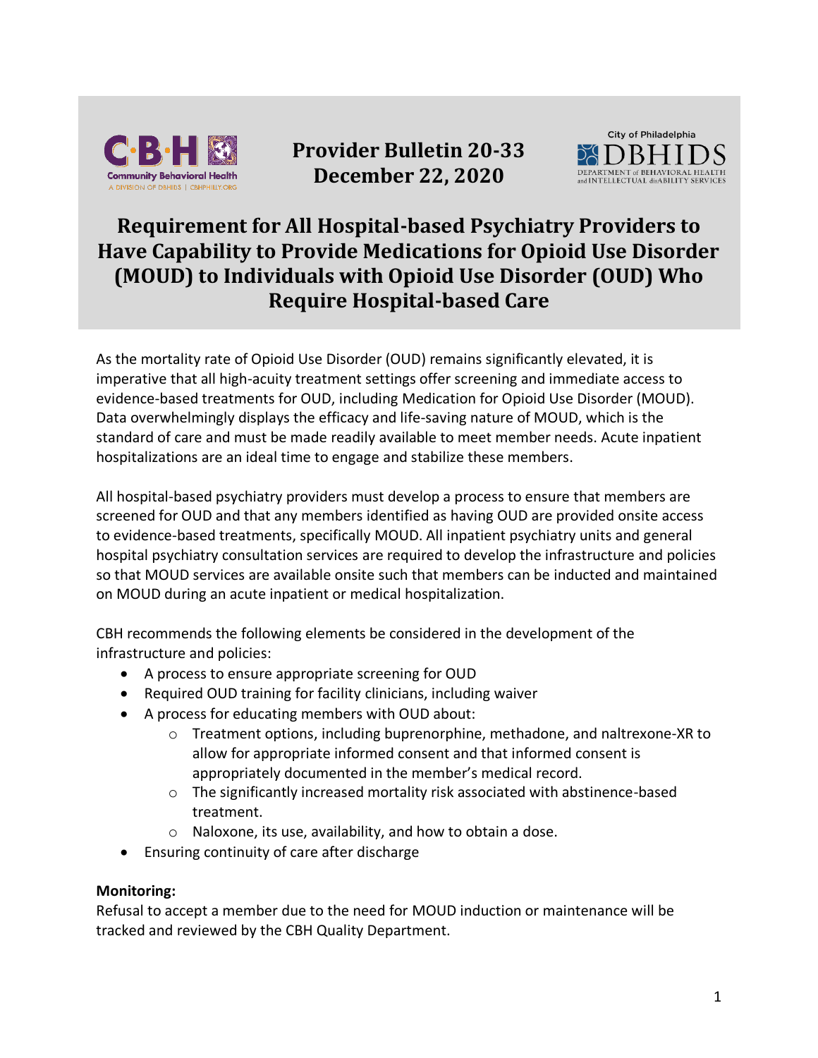Provider Bulletin 20-33
December 22, 2020

# Requirement for All Hospital-based Psychiatry Providers to Have Capability to Provide Medications for Opioid Use Disorder (MOUD) to Individuals with Opioid Use Disorder (OUD) Who Require Hospital-based Care

As the mortality rate of Opioid Use Disorder (OUD) remains significantly elevated, it is imperative that all high-acuity treatment settings offer screening and immediate access to evidence-based treatments for OUD, including Medication for Opioid Use Disorder (MOUD). Data overwhelmingly displays the efficacy and life-saving nature of MOUD, which is the standard of care and must be made readily available to meet member needs. Acute inpatient hospitalizations are an ideal time to engage and stabilize these members.

All hospital-based psychiatry providers must develop a process to ensure that members are screened for OUD and that any members identified as having OUD are provided onsite access to evidence-based treatments, specifically MOUD. All inpatient psychiatry units and general hospital psychiatry consultation services are required to develop the infrastructure and policies so that MOUD services are available onsite such that members can be inducted and maintained on MOUD during an acute inpatient or medical hospitalization.

CBH recommends the following elements be considered in the development of the infrastructure and policies:

- A process to ensure appropriate screening for OUD
- Required OUD training for facility clinicians, including waiver
- A process for educating members with OUD about:
  - Treatment options, including buprenorphine, methadone, and naltrexone-XR to allow for appropriate informed consent and that informed consent is appropriately documented in the member's medical record.
  - The significantly increased mortality risk associated with abstinence-based treatment.
  - Naloxone, its use, availability, and how to obtain a dose.
- Ensuring continuity of care after discharge

**Monitoring:**
Refusal to accept a member due to the need for MOUD induction or maintenance will be tracked and reviewed by the CBH Quality Department.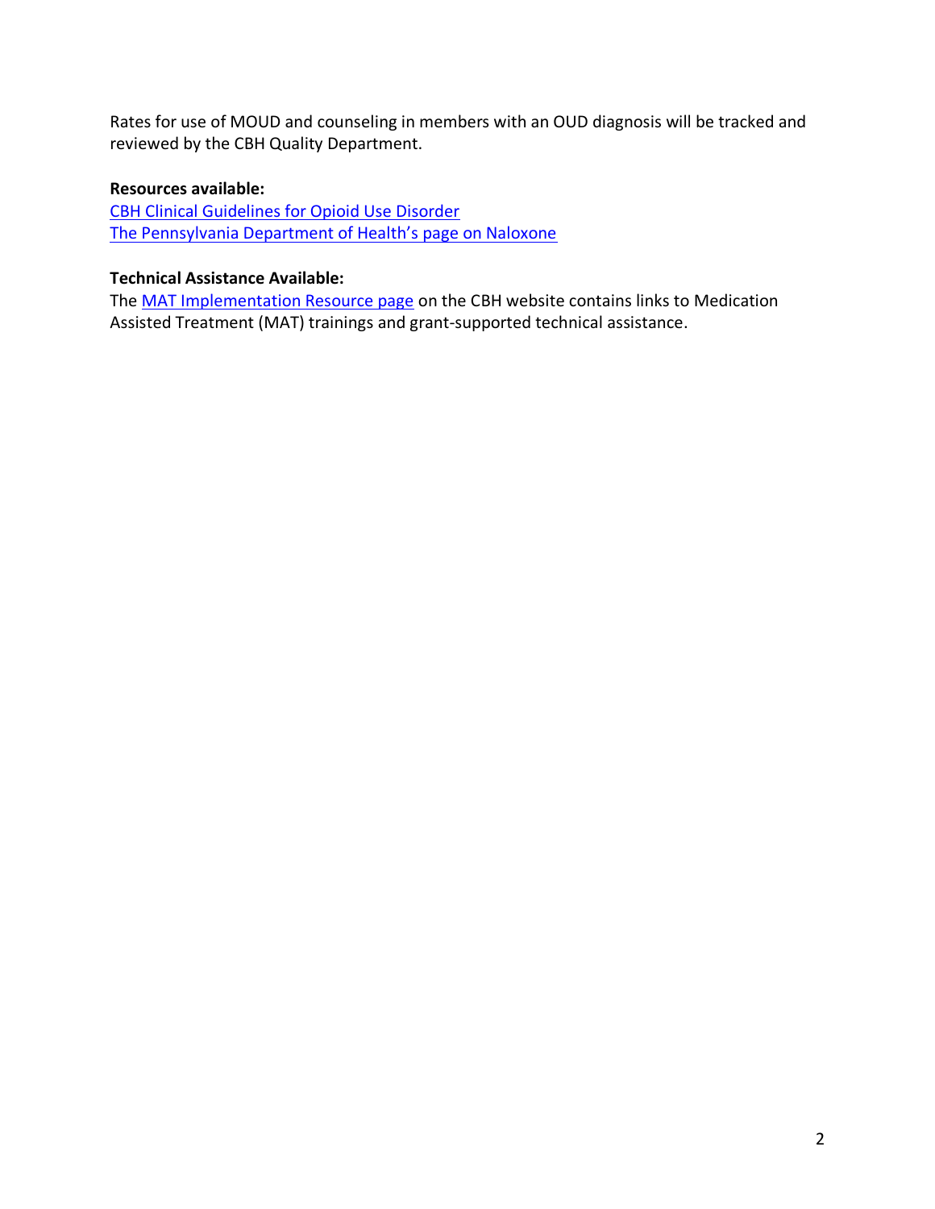Rates for use of MOUD and counseling in members with an OUD diagnosis will be tracked and reviewed by the CBH Quality Department.

**Resources available:**

CBH Clinical Guidelines for Opioid Use Disorder
The Pennsylvania Department of Health's page on Naloxone

**Technical Assistance Available:**

The MAT Implementation Resource page on the CBH website contains links to Medication Assisted Treatment (MAT) trainings and grant-supported technical assistance.